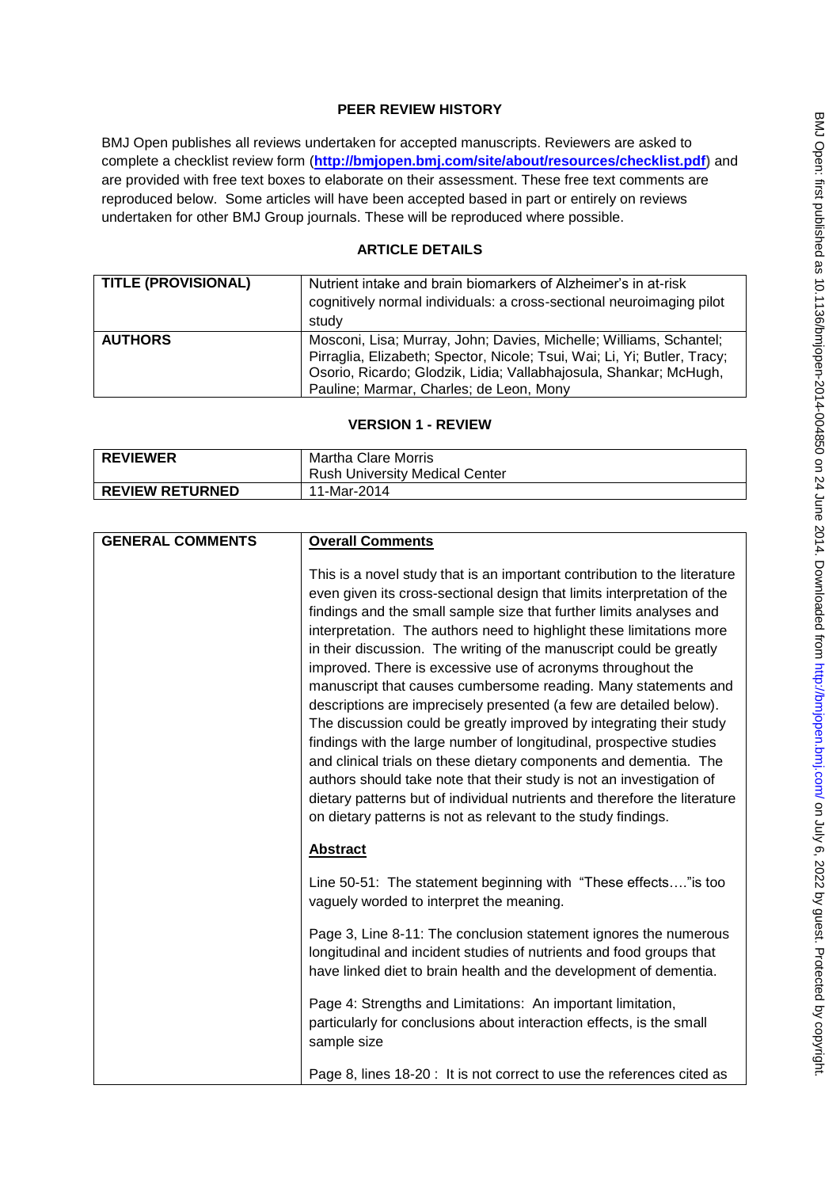## PEER REVIEW HISTORY

BMJ Open publishes all reviews undertaken for accepted manuscripts. Reviewers are asked to complete a checklist review form (**http://bmjopen.bmj.com/site/about/resources/checklist.pdf**) and are provided with free text boxes to elaborate on their assessment. These free text comments are reproduced below. Some articles will have been accepted based in part or entirely on reviews undertaken for other BMJ Group journals. These will be reproduced where possible.

## ARTICLE DETAILS

| | |
|---|---|
| **TITLE (PROVISIONAL)** | Nutrient intake and brain biomarkers of Alzheimer's in at-risk cognitively normal individuals: a cross-sectional neuroimaging pilot study |
| **AUTHORS** | Mosconi, Lisa; Murray, John; Davies, Michelle; Williams, Schantel; Pirraglia, Elizabeth; Spector, Nicole; Tsui, Wai; Li, Yi; Butler, Tracy; Osorio, Ricardo; Glodzik, Lidia; Vallabhajosula, Shankar; McHugh, Pauline; Marmar, Charles; de Leon, Mony |

## VERSION 1 - REVIEW

| | |
|---|---|
| **REVIEWER** | Martha Clare Morris<br>Rush University Medical Center |
| **REVIEW RETURNED** | 11-Mar-2014 |

**GENERAL COMMENTS**

**Overall Comments**

This is a novel study that is an important contribution to the literature even given its cross-sectional design that limits interpretation of the findings and the small sample size that further limits analyses and interpretation. The authors need to highlight these limitations more in their discussion. The writing of the manuscript could be greatly improved. There is excessive use of acronyms throughout the manuscript that causes cumbersome reading. Many statements and descriptions are imprecisely presented (a few are detailed below). The discussion could be greatly improved by integrating their study findings with the large number of longitudinal, prospective studies and clinical trials on these dietary components and dementia. The authors should take note that their study is not an investigation of dietary patterns but of individual nutrients and therefore the literature on dietary patterns is not as relevant to the study findings.

**Abstract**

Line 50-51: The statement beginning with "These effects…."is too vaguely worded to interpret the meaning.

Page 3, Line 8-11: The conclusion statement ignores the numerous longitudinal and incident studies of nutrients and food groups that have linked diet to brain health and the development of dementia.

Page 4: Strengths and Limitations: An important limitation, particularly for conclusions about interaction effects, is the small sample size

Page 8, lines 18-20 : It is not correct to use the references cited as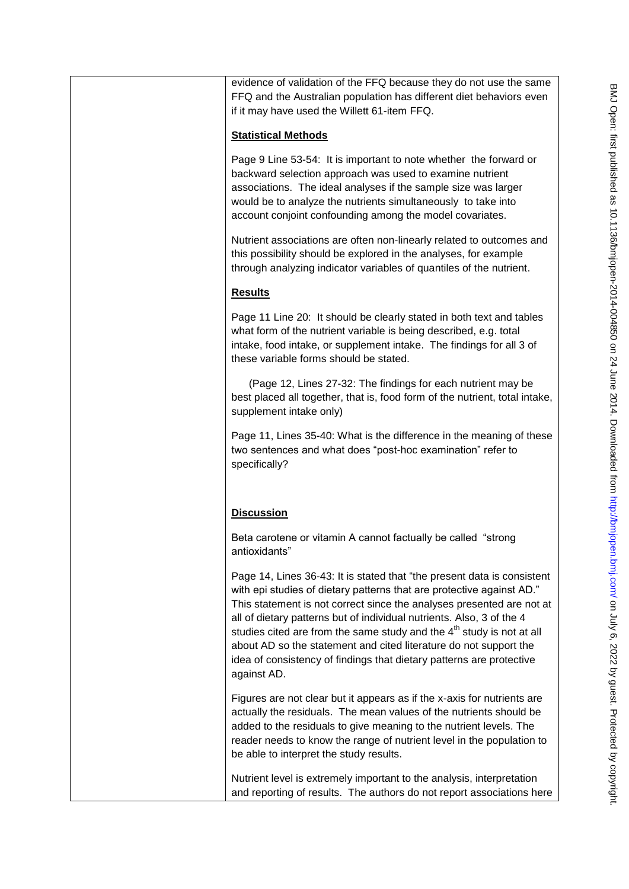evidence of validation of the FFQ because they do not use the same FFQ and the Australian population has different diet behaviors even if it may have used the Willett 61-item FFQ.

**Statistical Methods**

Page 9 Line 53-54: It is important to note whether the forward or backward selection approach was used to examine nutrient associations. The ideal analyses if the sample size was larger would be to analyze the nutrients simultaneously to take into account conjoint confounding among the model covariates.

Nutrient associations are often non-linearly related to outcomes and this possibility should be explored in the analyses, for example through analyzing indicator variables of quantiles of the nutrient.

**Results**

Page 11 Line 20: It should be clearly stated in both text and tables what form of the nutrient variable is being described, e.g. total intake, food intake, or supplement intake. The findings for all 3 of these variable forms should be stated.

(Page 12, Lines 27-32: The findings for each nutrient may be best placed all together, that is, food form of the nutrient, total intake, supplement intake only)

Page 11, Lines 35-40: What is the difference in the meaning of these two sentences and what does "post-hoc examination" refer to specifically?

**Discussion**

Beta carotene or vitamin A cannot factually be called "strong antioxidants"

Page 14, Lines 36-43: It is stated that "the present data is consistent with epi studies of dietary patterns that are protective against AD." This statement is not correct since the analyses presented are not at all of dietary patterns but of individual nutrients. Also, 3 of the 4 studies cited are from the same study and the 4th study is not at all about AD so the statement and cited literature do not support the idea of consistency of findings that dietary patterns are protective against AD.

Figures are not clear but it appears as if the x-axis for nutrients are actually the residuals. The mean values of the nutrients should be added to the residuals to give meaning to the nutrient levels. The reader needs to know the range of nutrient level in the population to be able to interpret the study results.

Nutrient level is extremely important to the analysis, interpretation and reporting of results. The authors do not report associations here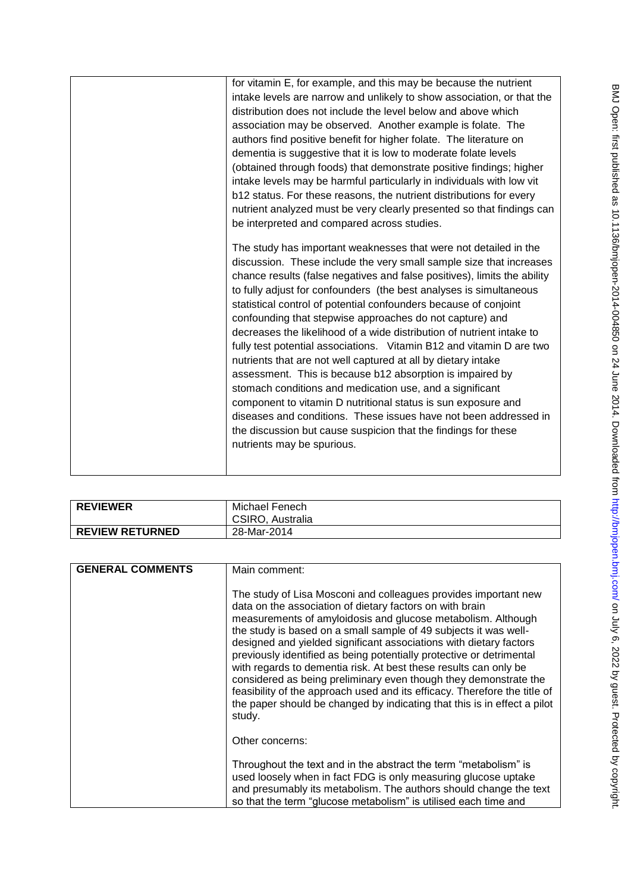| | |
|---|---|
| | for vitamin E, for example, and this may be because the nutrient intake levels are narrow and unlikely to show association, or that the distribution does not include the level below and above which association may be observed. Another example is folate. The authors find positive benefit for higher folate. The literature on dementia is suggestive that it is low to moderate folate levels (obtained through foods) that demonstrate positive findings; higher intake levels may be harmful particularly in individuals with low vit b12 status. For these reasons, the nutrient distributions for every nutrient analyzed must be very clearly presented so that findings can be interpreted and compared across studies.<br><br>The study has important weaknesses that were not detailed in the discussion. These include the very small sample size that increases chance results (false negatives and false positives), limits the ability to fully adjust for confounders (the best analyses is simultaneous statistical control of potential confounders because of conjoint confounding that stepwise approaches do not capture) and decreases the likelihood of a wide distribution of nutrient intake to fully test potential associations. Vitamin B12 and vitamin D are two nutrients that are not well captured at all by dietary intake assessment. This is because b12 absorption is impaired by stomach conditions and medication use, and a significant component to vitamin D nutritional status is sun exposure and diseases and conditions. These issues have not been addressed in the discussion but cause suspicion that the findings for these nutrients may be spurious. |

| | |
|---|---|
| **REVIEWER** | Michael Fenech<br>CSIRO, Australia |
| **REVIEW RETURNED** | 28-Mar-2014 |

| | |
|---|---|
| **GENERAL COMMENTS** | Main comment:<br><br>The study of Lisa Mosconi and colleagues provides important new data on the association of dietary factors on with brain measurements of amyloidosis and glucose metabolism. Although the study is based on a small sample of 49 subjects it was well-designed and yielded significant associations with dietary factors previously identified as being potentially protective or detrimental with regards to dementia risk. At best these results can only be considered as being preliminary even though they demonstrate the feasibility of the approach used and its efficacy. Therefore the title of the paper should be changed by indicating that this is in effect a pilot study.<br><br>Other concerns:<br><br>Throughout the text and in the abstract the term "metabolism" is used loosely when in fact FDG is only measuring glucose uptake and presumably its metabolism. The authors should change the text so that the term "glucose metabolism" is utilised each time and |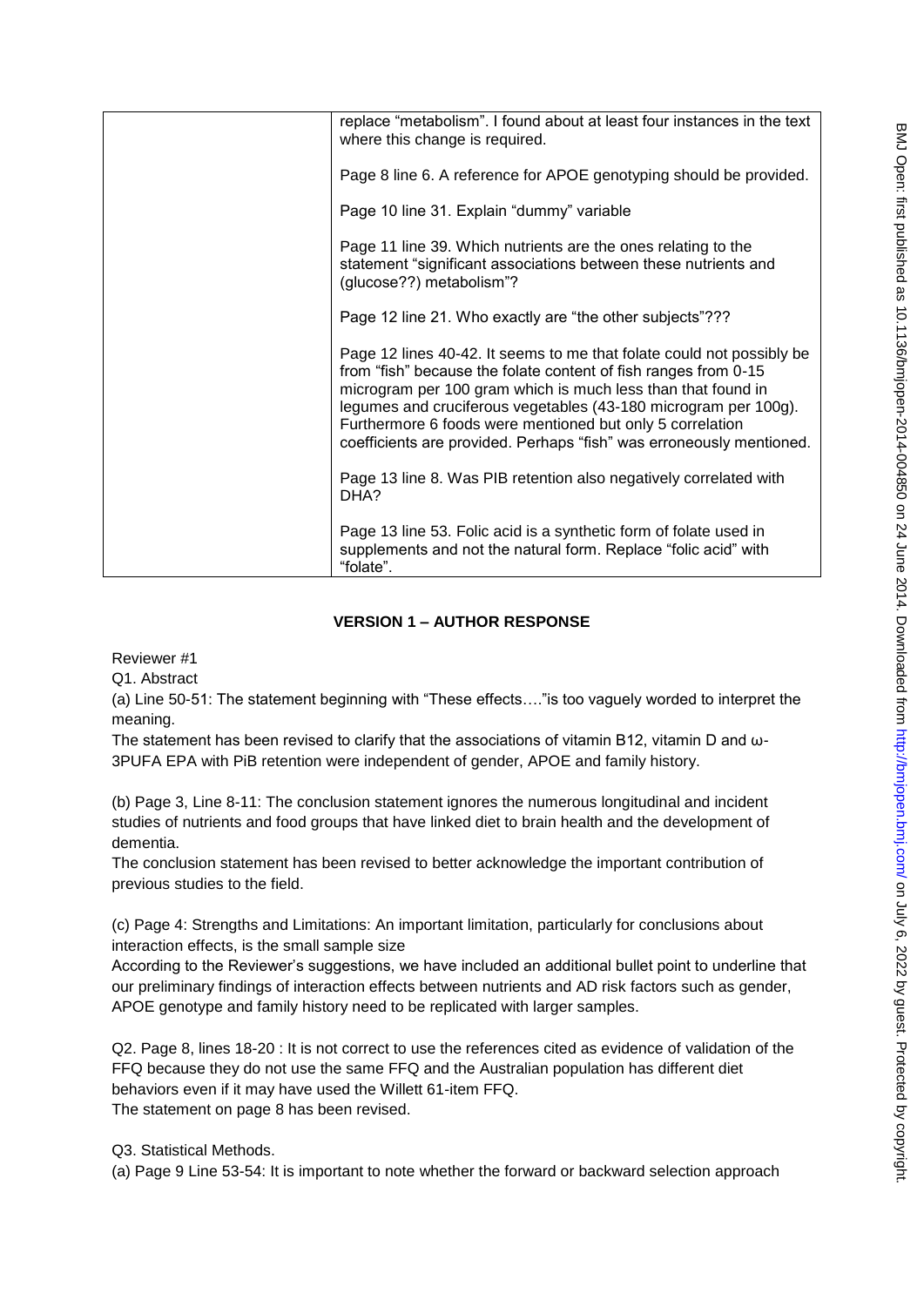| | replace "metabolism". I found about at least four instances in the text where this change is required.<br><br>Page 8 line 6. A reference for APOE genotyping should be provided.<br><br>Page 10 line 31. Explain "dummy" variable<br><br>Page 11 line 39. Which nutrients are the ones relating to the statement "significant associations between these nutrients and (glucose??) metabolism"?<br><br>Page 12 line 21. Who exactly are "the other subjects"???<br><br>Page 12 lines 40-42. It seems to me that folate could not possibly be from "fish" because the folate content of fish ranges from 0-15 microgram per 100 gram which is much less than that found in legumes and cruciferous vegetables (43-180 microgram per 100g). Furthermore 6 foods were mentioned but only 5 correlation coefficients are provided. Perhaps "fish" was erroneously mentioned.<br><br>Page 13 line 8. Was PIB retention also negatively correlated with DHA?<br><br>Page 13 line 53. Folic acid is a synthetic form of folate used in supplements and not the natural form. Replace "folic acid" with "folate". |
|---|---|

## VERSION 1 – AUTHOR RESPONSE

Reviewer #1

Q1. Abstract

(a) Line 50-51: The statement beginning with "These effects…."is too vaguely worded to interpret the meaning.

The statement has been revised to clarify that the associations of vitamin B12, vitamin D and ω-3PUFA EPA with PiB retention were independent of gender, APOE and family history.

(b) Page 3, Line 8-11: The conclusion statement ignores the numerous longitudinal and incident studies of nutrients and food groups that have linked diet to brain health and the development of dementia.

The conclusion statement has been revised to better acknowledge the important contribution of previous studies to the field.

(c) Page 4: Strengths and Limitations: An important limitation, particularly for conclusions about interaction effects, is the small sample size

According to the Reviewer's suggestions, we have included an additional bullet point to underline that our preliminary findings of interaction effects between nutrients and AD risk factors such as gender, APOE genotype and family history need to be replicated with larger samples.

Q2. Page 8, lines 18-20 : It is not correct to use the references cited as evidence of validation of the FFQ because they do not use the same FFQ and the Australian population has different diet behaviors even if it may have used the Willett 61-item FFQ.

The statement on page 8 has been revised.

Q3. Statistical Methods.

(a) Page 9 Line 53-54: It is important to note whether the forward or backward selection approach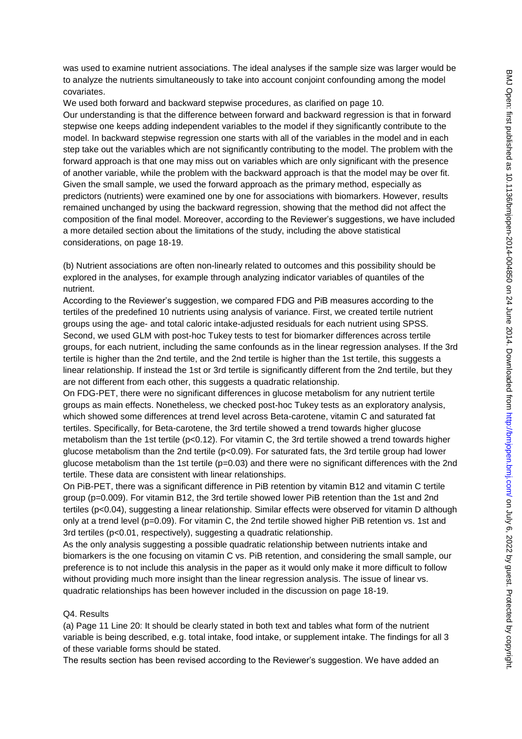was used to examine nutrient associations. The ideal analyses if the sample size was larger would be to analyze the nutrients simultaneously to take into account conjoint confounding among the model covariates.

We used both forward and backward stepwise procedures, as clarified on page 10.

Our understanding is that the difference between forward and backward regression is that in forward stepwise one keeps adding independent variables to the model if they significantly contribute to the model. In backward stepwise regression one starts with all of the variables in the model and in each step take out the variables which are not significantly contributing to the model. The problem with the forward approach is that one may miss out on variables which are only significant with the presence of another variable, while the problem with the backward approach is that the model may be over fit. Given the small sample, we used the forward approach as the primary method, especially as predictors (nutrients) were examined one by one for associations with biomarkers. However, results remained unchanged by using the backward regression, showing that the method did not affect the composition of the final model. Moreover, according to the Reviewer's suggestions, we have included a more detailed section about the limitations of the study, including the above statistical considerations, on page 18-19.

(b) Nutrient associations are often non-linearly related to outcomes and this possibility should be explored in the analyses, for example through analyzing indicator variables of quantiles of the nutrient.

According to the Reviewer's suggestion, we compared FDG and PiB measures according to the tertiles of the predefined 10 nutrients using analysis of variance. First, we created tertile nutrient groups using the age- and total caloric intake-adjusted residuals for each nutrient using SPSS. Second, we used GLM with post-hoc Tukey tests to test for biomarker differences across tertile groups, for each nutrient, including the same confounds as in the linear regression analyses. If the 3rd tertile is higher than the 2nd tertile, and the 2nd tertile is higher than the 1st tertile, this suggests a linear relationship. If instead the 1st or 3rd tertile is significantly different from the 2nd tertile, but they are not different from each other, this suggests a quadratic relationship.

On FDG-PET, there were no significant differences in glucose metabolism for any nutrient tertile groups as main effects. Nonetheless, we checked post-hoc Tukey tests as an exploratory analysis, which showed some differences at trend level across Beta-carotene, vitamin C and saturated fat tertiles. Specifically, for Beta-carotene, the 3rd tertile showed a trend towards higher glucose metabolism than the 1st tertile ($p<0.12$). For vitamin C, the 3rd tertile showed a trend towards higher glucose metabolism than the 2nd tertile ($p<0.09$). For saturated fats, the 3rd tertile group had lower glucose metabolism than the 1st tertile ($p=0.03$) and there were no significant differences with the 2nd tertile. These data are consistent with linear relationships.

On PiB-PET, there was a significant difference in PiB retention by vitamin B12 and vitamin C tertile group ($p=0.009$). For vitamin B12, the 3rd tertile showed lower PiB retention than the 1st and 2nd tertiles ($p<0.04$), suggesting a linear relationship. Similar effects were observed for vitamin D although only at a trend level ($p=0.09$). For vitamin C, the 2nd tertile showed higher PiB retention vs. 1st and 3rd tertiles ($p<0.01$, respectively), suggesting a quadratic relationship.

As the only analysis suggesting a possible quadratic relationship between nutrients intake and biomarkers is the one focusing on vitamin C vs. PiB retention, and considering the small sample, our preference is to not include this analysis in the paper as it would only make it more difficult to follow without providing much more insight than the linear regression analysis. The issue of linear vs. quadratic relationships has been however included in the discussion on page 18-19.

Q4. Results

(a) Page 11 Line 20: It should be clearly stated in both text and tables what form of the nutrient variable is being described, e.g. total intake, food intake, or supplement intake. The findings for all 3 of these variable forms should be stated.

The results section has been revised according to the Reviewer's suggestion. We have added an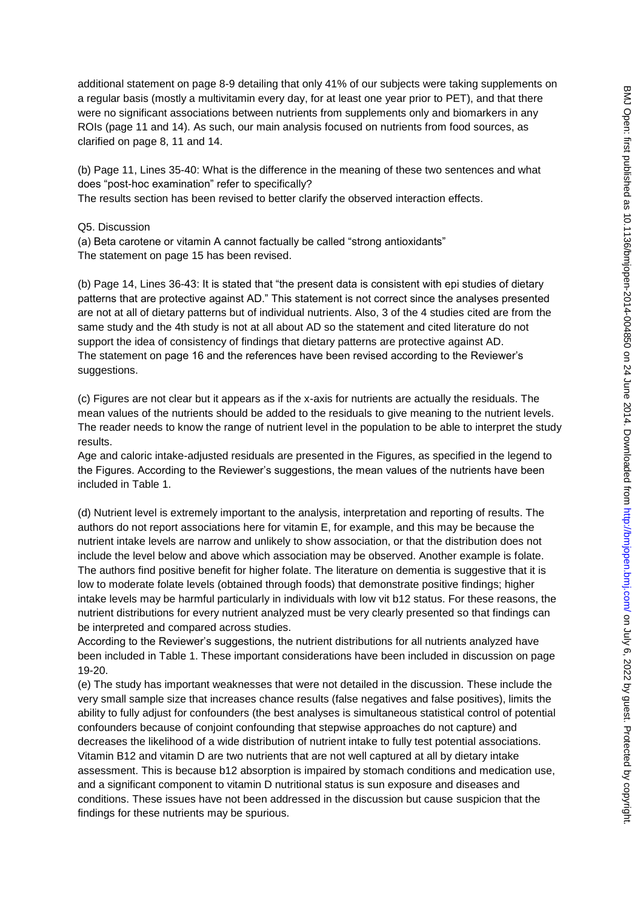additional statement on page 8-9 detailing that only 41% of our subjects were taking supplements on a regular basis (mostly a multivitamin every day, for at least one year prior to PET), and that there were no significant associations between nutrients from supplements only and biomarkers in any ROIs (page 11 and 14). As such, our main analysis focused on nutrients from food sources, as clarified on page 8, 11 and 14.

(b) Page 11, Lines 35-40: What is the difference in the meaning of these two sentences and what does "post-hoc examination" refer to specifically?
The results section has been revised to better clarify the observed interaction effects.

Q5. Discussion
(a) Beta carotene or vitamin A cannot factually be called "strong antioxidants"
The statement on page 15 has been revised.

(b) Page 14, Lines 36-43: It is stated that "the present data is consistent with epi studies of dietary patterns that are protective against AD." This statement is not correct since the analyses presented are not at all of dietary patterns but of individual nutrients. Also, 3 of the 4 studies cited are from the same study and the 4th study is not at all about AD so the statement and cited literature do not support the idea of consistency of findings that dietary patterns are protective against AD.
The statement on page 16 and the references have been revised according to the Reviewer's suggestions.

(c) Figures are not clear but it appears as if the x-axis for nutrients are actually the residuals. The mean values of the nutrients should be added to the residuals to give meaning to the nutrient levels. The reader needs to know the range of nutrient level in the population to be able to interpret the study results.
Age and caloric intake-adjusted residuals are presented in the Figures, as specified in the legend to the Figures. According to the Reviewer's suggestions, the mean values of the nutrients have been included in Table 1.

(d) Nutrient level is extremely important to the analysis, interpretation and reporting of results. The authors do not report associations here for vitamin E, for example, and this may be because the nutrient intake levels are narrow and unlikely to show association, or that the distribution does not include the level below and above which association may be observed. Another example is folate. The authors find positive benefit for higher folate. The literature on dementia is suggestive that it is low to moderate folate levels (obtained through foods) that demonstrate positive findings; higher intake levels may be harmful particularly in individuals with low vit b12 status. For these reasons, the nutrient distributions for every nutrient analyzed must be very clearly presented so that findings can be interpreted and compared across studies.
According to the Reviewer's suggestions, the nutrient distributions for all nutrients analyzed have been included in Table 1. These important considerations have been included in discussion on page 19-20.

(e) The study has important weaknesses that were not detailed in the discussion. These include the very small sample size that increases chance results (false negatives and false positives), limits the ability to fully adjust for confounders (the best analyses is simultaneous statistical control of potential confounders because of conjoint confounding that stepwise approaches do not capture) and decreases the likelihood of a wide distribution of nutrient intake to fully test potential associations. Vitamin B12 and vitamin D are two nutrients that are not well captured at all by dietary intake assessment. This is because b12 absorption is impaired by stomach conditions and medication use, and a significant component to vitamin D nutritional status is sun exposure and diseases and conditions. These issues have not been addressed in the discussion but cause suspicion that the findings for these nutrients may be spurious.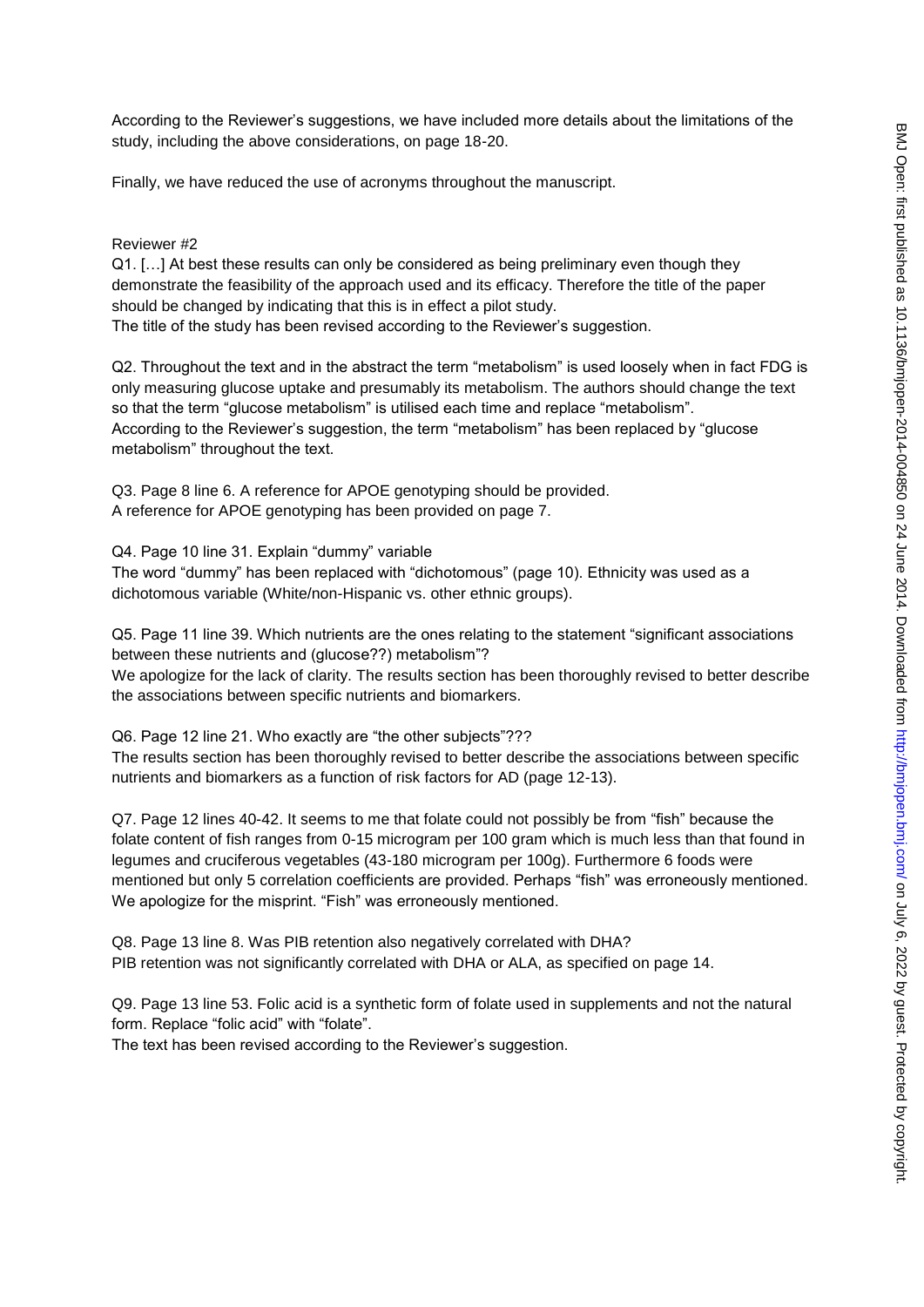According to the Reviewer's suggestions, we have included more details about the limitations of the study, including the above considerations, on page 18-20.

Finally, we have reduced the use of acronyms throughout the manuscript.

Reviewer #2

Q1. […] At best these results can only be considered as being preliminary even though they demonstrate the feasibility of the approach used and its efficacy. Therefore the title of the paper should be changed by indicating that this is in effect a pilot study.
The title of the study has been revised according to the Reviewer's suggestion.

Q2. Throughout the text and in the abstract the term "metabolism" is used loosely when in fact FDG is only measuring glucose uptake and presumably its metabolism. The authors should change the text so that the term "glucose metabolism" is utilised each time and replace "metabolism".
According to the Reviewer's suggestion, the term "metabolism" has been replaced by "glucose metabolism" throughout the text.

Q3. Page 8 line 6. A reference for APOE genotyping should be provided.
A reference for APOE genotyping has been provided on page 7.

Q4. Page 10 line 31. Explain "dummy" variable
The word "dummy" has been replaced with "dichotomous" (page 10). Ethnicity was used as a dichotomous variable (White/non-Hispanic vs. other ethnic groups).

Q5. Page 11 line 39. Which nutrients are the ones relating to the statement "significant associations between these nutrients and (glucose??) metabolism"?
We apologize for the lack of clarity. The results section has been thoroughly revised to better describe the associations between specific nutrients and biomarkers.

Q6. Page 12 line 21. Who exactly are "the other subjects"???
The results section has been thoroughly revised to better describe the associations between specific nutrients and biomarkers as a function of risk factors for AD (page 12-13).

Q7. Page 12 lines 40-42. It seems to me that folate could not possibly be from "fish" because the folate content of fish ranges from 0-15 microgram per 100 gram which is much less than that found in legumes and cruciferous vegetables (43-180 microgram per 100g). Furthermore 6 foods were mentioned but only 5 correlation coefficients are provided. Perhaps "fish" was erroneously mentioned.
We apologize for the misprint. "Fish" was erroneously mentioned.

Q8. Page 13 line 8. Was PIB retention also negatively correlated with DHA?
PIB retention was not significantly correlated with DHA or ALA, as specified on page 14.

Q9. Page 13 line 53. Folic acid is a synthetic form of folate used in supplements and not the natural form. Replace "folic acid" with "folate".
The text has been revised according to the Reviewer's suggestion.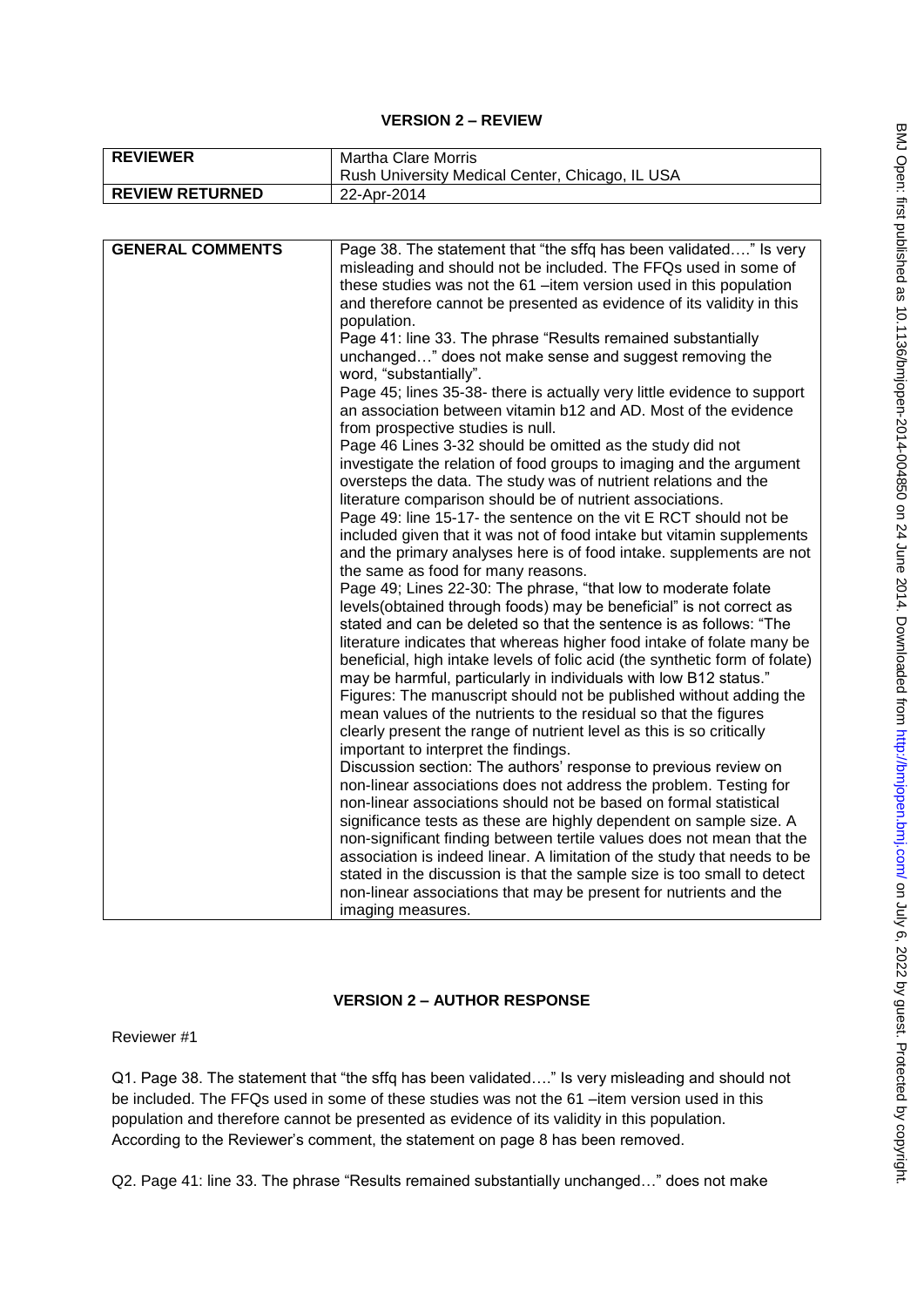## VERSION 2 – REVIEW

| REVIEWER | Martha Clare Morris<br>Rush University Medical Center, Chicago, IL USA |
|---|---|
| REVIEW RETURNED | 22-Apr-2014 |

| GENERAL COMMENTS | Page 38. The statement that "the sffq has been validated…." Is very misleading and should not be included. The FFQs used in some of these studies was not the 61 –item version used in this population and therefore cannot be presented as evidence of its validity in this population.<br>Page 41: line 33. The phrase "Results remained substantially unchanged…" does not make sense and suggest removing the word, "substantially".<br>Page 45; lines 35-38- there is actually very little evidence to support an association between vitamin b12 and AD. Most of the evidence from prospective studies is null.<br>Page 46 Lines 3-32 should be omitted as the study did not investigate the relation of food groups to imaging and the argument oversteps the data. The study was of nutrient relations and the literature comparison should be of nutrient associations.<br>Page 49: line 15-17- the sentence on the vit E RCT should not be included given that it was not of food intake but vitamin supplements and the primary analyses here is of food intake. supplements are not the same as food for many reasons.<br>Page 49; Lines 22-30: The phrase, "that low to moderate folate levels(obtained through foods) may be beneficial" is not correct as stated and can be deleted so that the sentence is as follows: "The literature indicates that whereas higher food intake of folate many be beneficial, high intake levels of folic acid (the synthetic form of folate) may be harmful, particularly in individuals with low B12 status."<br>Figures: The manuscript should not be published without adding the mean values of the nutrients to the residual so that the figures clearly present the range of nutrient level as this is so critically important to interpret the findings.<br>Discussion section: The authors' response to previous review on non-linear associations does not address the problem. Testing for non-linear associations should not be based on formal statistical significance tests as these are highly dependent on sample size. A non-significant finding between tertile values does not mean that the association is indeed linear. A limitation of the study that needs to be stated in the discussion is that the sample size is too small to detect non-linear associations that may be present for nutrients and the imaging measures. |
|---|---|

## VERSION 2 – AUTHOR RESPONSE

Reviewer #1

Q1. Page 38. The statement that "the sffq has been validated…." Is very misleading and should not be included. The FFQs used in some of these studies was not the 61 –item version used in this population and therefore cannot be presented as evidence of its validity in this population.
According to the Reviewer's comment, the statement on page 8 has been removed.

Q2. Page 41: line 33. The phrase "Results remained substantially unchanged…" does not make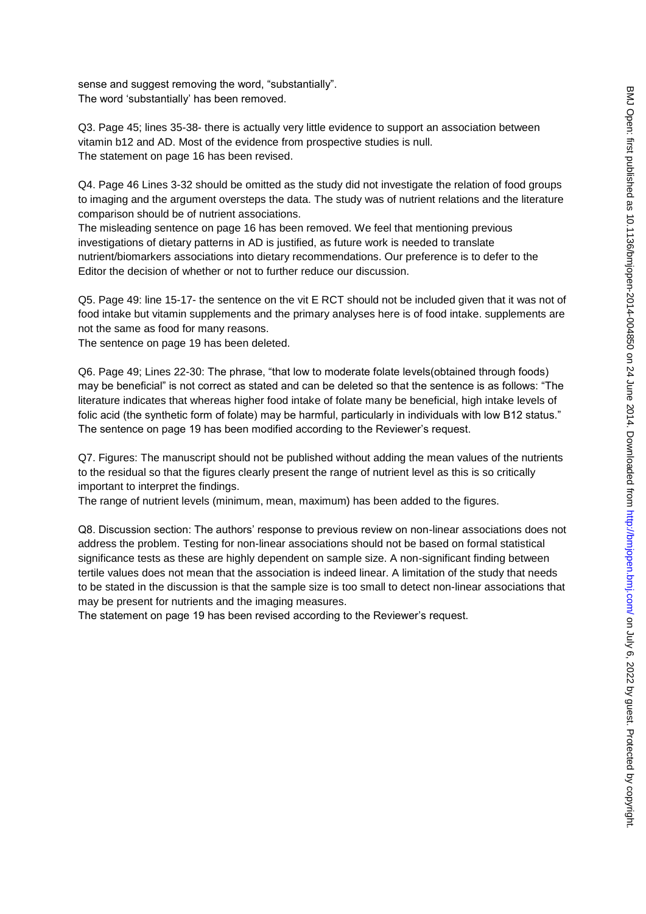sense and suggest removing the word, "substantially".
The word 'substantially' has been removed.

Q3. Page 45; lines 35-38- there is actually very little evidence to support an association between vitamin b12 and AD. Most of the evidence from prospective studies is null.
The statement on page 16 has been revised.

Q4. Page 46 Lines 3-32 should be omitted as the study did not investigate the relation of food groups to imaging and the argument oversteps the data. The study was of nutrient relations and the literature comparison should be of nutrient associations.
The misleading sentence on page 16 has been removed. We feel that mentioning previous investigations of dietary patterns in AD is justified, as future work is needed to translate nutrient/biomarkers associations into dietary recommendations. Our preference is to defer to the Editor the decision of whether or not to further reduce our discussion.

Q5. Page 49: line 15-17- the sentence on the vit E RCT should not be included given that it was not of food intake but vitamin supplements and the primary analyses here is of food intake. supplements are not the same as food for many reasons.
The sentence on page 19 has been deleted.

Q6. Page 49; Lines 22-30: The phrase, "that low to moderate folate levels(obtained through foods) may be beneficial" is not correct as stated and can be deleted so that the sentence is as follows: "The literature indicates that whereas higher food intake of folate many be beneficial, high intake levels of folic acid (the synthetic form of folate) may be harmful, particularly in individuals with low B12 status."
The sentence on page 19 has been modified according to the Reviewer's request.

Q7. Figures: The manuscript should not be published without adding the mean values of the nutrients to the residual so that the figures clearly present the range of nutrient level as this is so critically important to interpret the findings.
The range of nutrient levels (minimum, mean, maximum) has been added to the figures.

Q8. Discussion section: The authors' response to previous review on non-linear associations does not address the problem. Testing for non-linear associations should not be based on formal statistical significance tests as these are highly dependent on sample size. A non-significant finding between tertile values does not mean that the association is indeed linear. A limitation of the study that needs to be stated in the discussion is that the sample size is too small to detect non-linear associations that may be present for nutrients and the imaging measures.
The statement on page 19 has been revised according to the Reviewer's request.